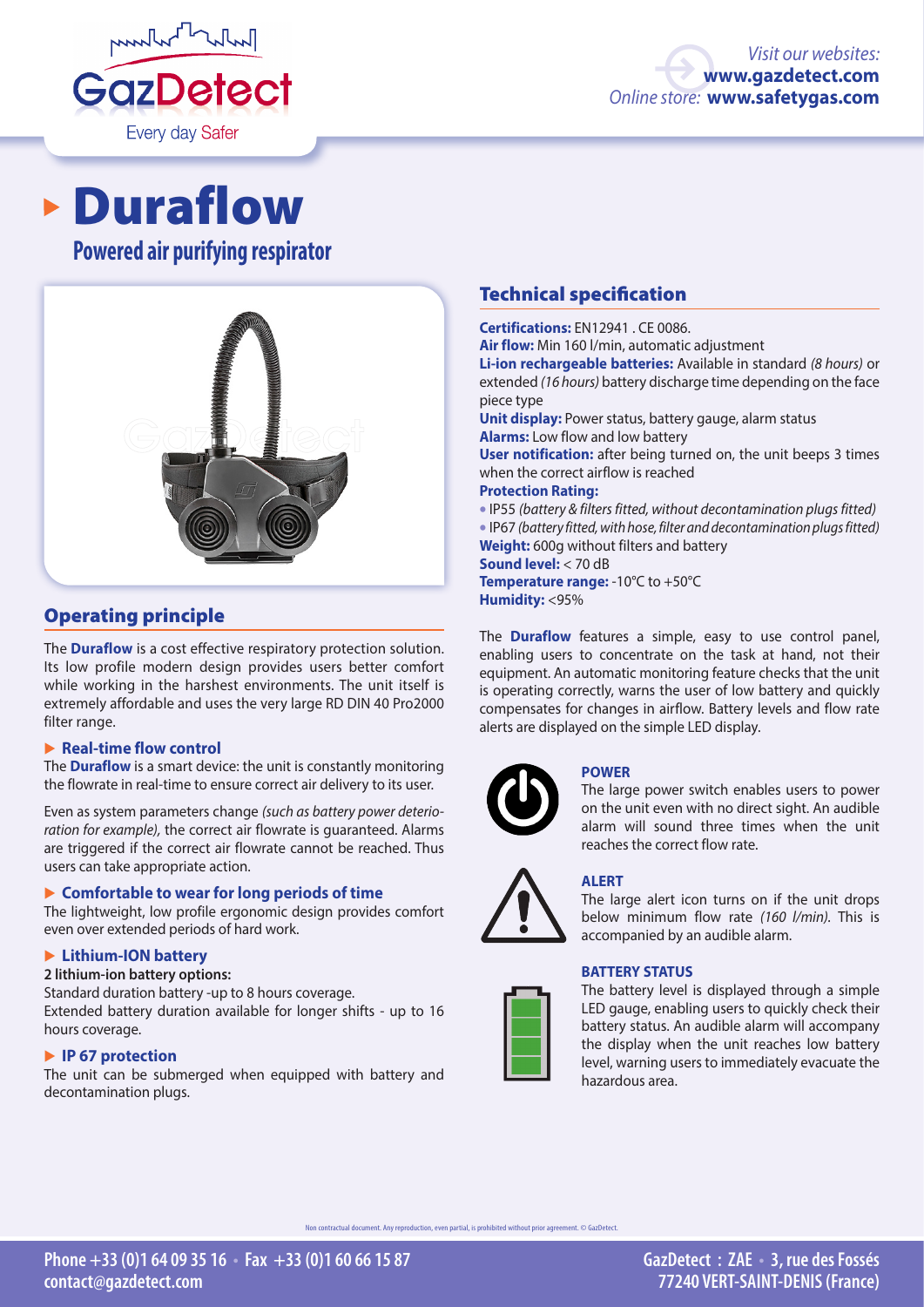# Duraflow

## Powered air purifying respirator

## Operating principle

The **Duraflow** is a cost effective respiratory protection solution. Its low profile modern design provides users better comfort while working in the harshest environments. The unit itself is extremely affordable and uses the very large RD DIN 40 Pro2000 filter range.

### ▶ Real-time flow control

The **Duraflow** is a smart device: the unit is constantly monitoring the flowrate in real-time to ensure correct air delivery to its user.

Even as system parameters change *(such as battery power deterioration for example)*, the correct air flowrate is guaranteed. Alarms are triggered if the correct air flowrate cannot be reached. Thus users can take appropriate action.

### ▶ Comfortable to wear for long periods of time

The lightweight, low profile ergonomic design provides comfort even over extended periods of hard work.

### ▶ Lithium-ION battery

**2 lithium-ion battery options:**

Standard duration battery -up to 8 hours coverage.

Extended battery duration available for longer shifts - up to 16 hours coverage.

### ▶ IP 67 protection

The unit can be submerged when equipped with battery and decontamination plugs.

## Technical specification

**Certifications:** EN12941 . CE 0086.

**Air flow:** Min 160 l/min, automatic adjustment

**Li-ion rechargeable batteries:** Available in standard *(8 hours)* or extended *(16 hours)* battery discharge time depending on the face piece type

**Unit display:** Power status, battery gauge, alarm status

**Alarms:** Low flow and low battery

**User notification:** after being turned on, the unit beeps 3 times when the correct airflow is reached

**Protection Rating:**

- IP55 *(battery & filters fitted, without decontamination plugs fitted)*
- IP67 *(battery fitted, with hose, filter and decontamination plugs fitted)*

**Weight:** 600g without filters and battery

**Sound level:** < 70 dB

**Temperature range:** -10°C to +50°C

**Humidity:** <95%

The **Duraflow** features a simple, easy to use control panel, enabling users to concentrate on the task at hand, not their equipment. An automatic monitoring feature checks that the unit is operating correctly, warns the user of low battery and quickly compensates for changes in airflow. Battery levels and flow rate alerts are displayed on the simple LED display.

**POWER**

The large power switch enables users to power on the unit even with no direct sight. An audible alarm will sound three times when the unit reaches the correct flow rate.

**ALERT**

The large alert icon turns on if the unit drops below minimum flow rate *(160 l/min)*. This is accompanied by an audible alarm.

**BATTERY STATUS**

The battery level is displayed through a simple LED gauge, enabling users to quickly check their battery status. An audible alarm will accompany the display when the unit reaches low battery level, warning users to immediately evacuate the hazardous area.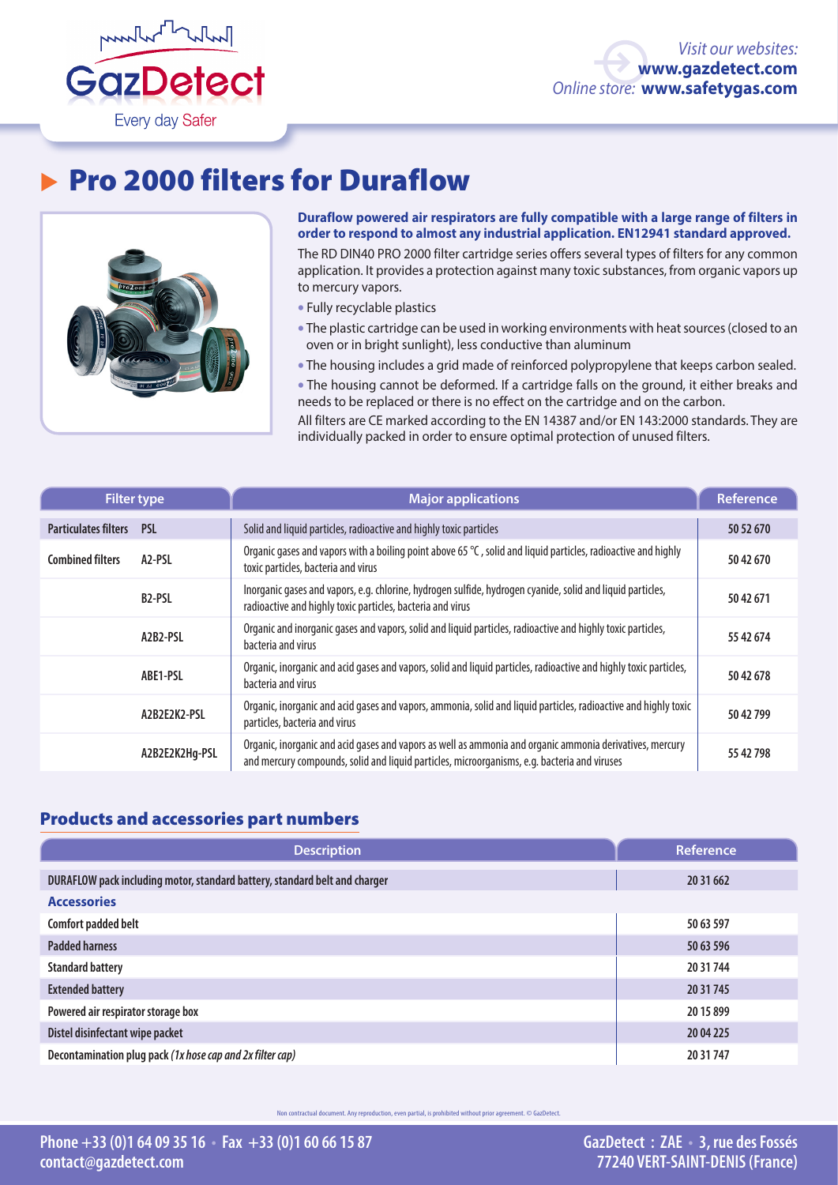# Pro 2000 filters for Duraflow

**Duraflow powered air respirators are fully compatible with a large range of filters in order to respond to almost any industrial application. EN12941 standard approved.**

The RD DIN40 PRO 2000 filter cartridge series offers several types of filters for any common application. It provides a protection against many toxic substances, from organic vapors up to mercury vapors.

- Fully recyclable plastics
- The plastic cartridge can be used in working environments with heat sources (closed to an oven or in bright sunlight), less conductive than aluminum
- The housing includes a grid made of reinforced polypropylene that keeps carbon sealed.
- The housing cannot be deformed. If a cartridge falls on the ground, it either breaks and needs to be replaced or there is no effect on the cartridge and on the carbon.

All filters are CE marked according to the EN 14387 and/or EN 143:2000 standards. They are individually packed in order to ensure optimal protection of unused filters.

| Filter type | | Major applications | Reference |
|---|---|---|---|
| Particulates filters | PSL | Solid and liquid particles, radioactive and highly toxic particles | 50 52 670 |
| Combined filters | A2-PSL | Organic gases and vapors with a boiling point above 65 °C , solid and liquid particles, radioactive and highly toxic particles, bacteria and virus | 50 42 670 |
| | B2-PSL | Inorganic gases and vapors, e.g. chlorine, hydrogen sulfide, hydrogen cyanide, solid and liquid particles, radioactive and highly toxic particles, bacteria and virus | 50 42 671 |
| | A2B2-PSL | Organic and inorganic gases and vapors, solid and liquid particles, radioactive and highly toxic particles, bacteria and virus | 55 42 674 |
| | ABE1-PSL | Organic, inorganic and acid gases and vapors, solid and liquid particles, radioactive and highly toxic particles, bacteria and virus | 50 42 678 |
| | A2B2E2K2-PSL | Organic, inorganic and acid gases and vapors, ammonia, solid and liquid particles, radioactive and highly toxic particles, bacteria and virus | 50 42 799 |
| | A2B2E2K2Hg-PSL | Organic, inorganic and acid gases and vapors as well as ammonia and organic ammonia derivatives, mercury and mercury compounds, solid and liquid particles, microorganisms, e.g. bacteria and viruses | 55 42 798 |

## Products and accessories part numbers

| Description | Reference |
|---|---|
| DURAFLOW pack including motor, standard battery, standard belt and charger | 20 31 662 |
| **Accessories** | |
| Comfort padded belt | 50 63 597 |
| Padded harness | 50 63 596 |
| Standard battery | 20 31 744 |
| Extended battery | 20 31 745 |
| Powered air respirator storage box | 20 15 899 |
| Distel disinfectant wipe packet | 20 04 225 |
| Decontamination plug pack *(1x hose cap and 2x filter cap)* | 20 31 747 |

Non contractual document. Any reproduction, even partial, is prohibited without prior agreement. © GazDetect.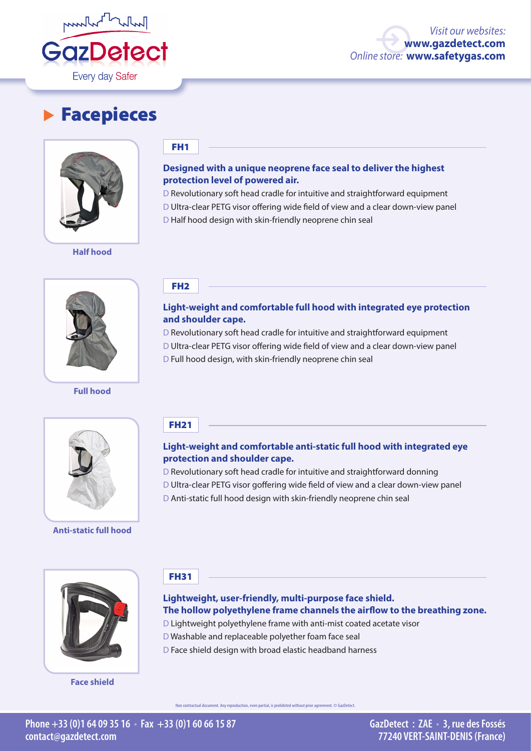# Facepieces

## FH1

**Designed with a unique neoprene face seal to deliver the highest protection level of powered air.**

- Revolutionary soft head cradle for intuitive and straightforward equipment
- Ultra-clear PETG visor offering wide field of view and a clear down-view panel
- Half hood design with skin-friendly neoprene chin seal

Half hood

## FH2

**Light-weight and comfortable full hood with integrated eye protection and shoulder cape.**

- Revolutionary soft head cradle for intuitive and straightforward equipment
- Ultra-clear PETG visor offering wide field of view and a clear down-view panel
- Full hood design, with skin-friendly neoprene chin seal

Full hood

## FH21

**Light-weight and comfortable anti-static full hood with integrated eye protection and shoulder cape.**

- Revolutionary soft head cradle for intuitive and straightforward donning
- Ultra-clear PETG visor goffering wide field of view and a clear down-view panel
- Anti-static full hood design with skin-friendly neoprene chin seal

Anti-static full hood

## FH31

**Lightweight, user-friendly, multi-purpose face shield.**
**The hollow polyethylene frame channels the airflow to the breathing zone.**

- Lightweight polyethylene frame with anti-mist coated acetate visor
- Washable and replaceable polyether foam face seal
- Face shield design with broad elastic headband harness

Face shield

Non contractual document. Any reproduction, even partial, is prohibited without prior agreement. © GazDetect.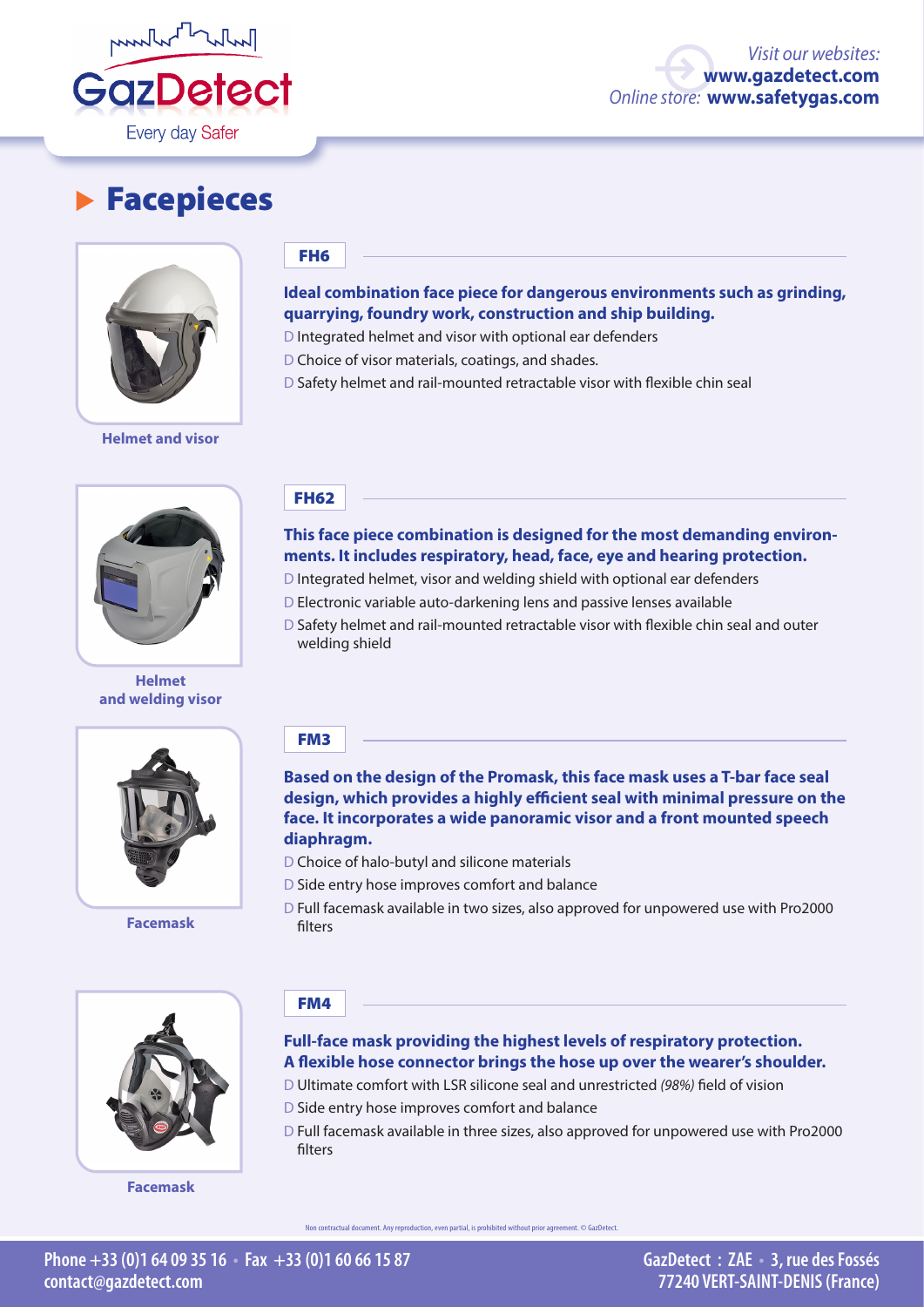# Facepieces

## FH6

Helmet and visor

**Ideal combination face piece for dangerous environments such as grinding, quarrying, foundry work, construction and ship building.**

- Integrated helmet and visor with optional ear defenders
- Choice of visor materials, coatings, and shades.
- Safety helmet and rail-mounted retractable visor with flexible chin seal

## FH62

Helmet and welding visor

**This face piece combination is designed for the most demanding environments. It includes respiratory, head, face, eye and hearing protection.**

- Integrated helmet, visor and welding shield with optional ear defenders
- Electronic variable auto-darkening lens and passive lenses available
- Safety helmet and rail-mounted retractable visor with flexible chin seal and outer welding shield

## FM3

Facemask

**Based on the design of the Promask, this face mask uses a T-bar face seal design, which provides a highly efficient seal with minimal pressure on the face. It incorporates a wide panoramic visor and a front mounted speech diaphragm.**

- Choice of halo-butyl and silicone materials
- Side entry hose improves comfort and balance
- Full facemask available in two sizes, also approved for unpowered use with Pro2000 filters

## FM4

Facemask

**Full-face mask providing the highest levels of respiratory protection. A flexible hose connector brings the hose up over the wearer's shoulder.**

- Ultimate comfort with LSR silicone seal and unrestricted *(98%)* field of vision
- Side entry hose improves comfort and balance
- Full facemask available in three sizes, also approved for unpowered use with Pro2000 filters

Non contractual document. Any reproduction, even partial, is prohibited without prior agreement. © GazDetect.